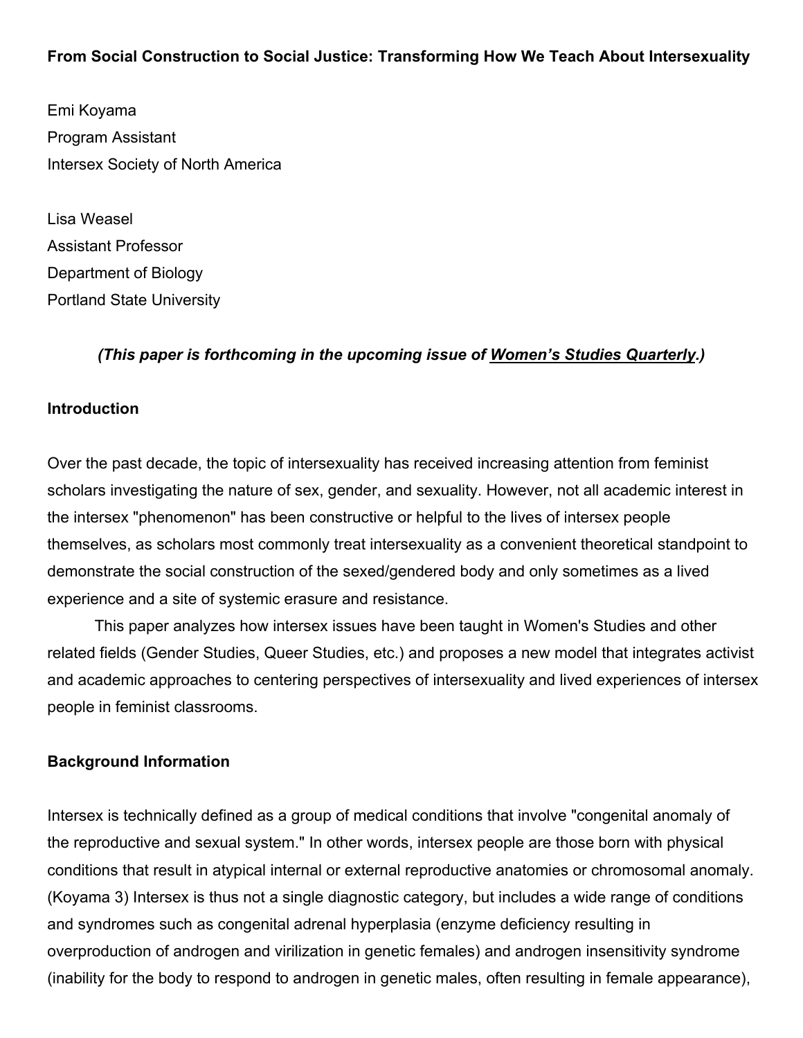# From Social Construction to Social Justice: Transforming How We Teach About Intersexuality

Emi Koyama
Program Assistant
Intersex Society of North America

Lisa Weasel
Assistant Professor
Department of Biology
Portland State University

***(This paper is forthcoming in the upcoming issue of Women's Studies Quarterly.)***

## Introduction

Over the past decade, the topic of intersexuality has received increasing attention from feminist scholars investigating the nature of sex, gender, and sexuality. However, not all academic interest in the intersex "phenomenon" has been constructive or helpful to the lives of intersex people themselves, as scholars most commonly treat intersexuality as a convenient theoretical standpoint to demonstrate the social construction of the sexed/gendered body and only sometimes as a lived experience and a site of systemic erasure and resistance.

This paper analyzes how intersex issues have been taught in Women's Studies and other related fields (Gender Studies, Queer Studies, etc.) and proposes a new model that integrates activist and academic approaches to centering perspectives of intersexuality and lived experiences of intersex people in feminist classrooms.

## Background Information

Intersex is technically defined as a group of medical conditions that involve "congenital anomaly of the reproductive and sexual system." In other words, intersex people are those born with physical conditions that result in atypical internal or external reproductive anatomies or chromosomal anomaly. (Koyama 3) Intersex is thus not a single diagnostic category, but includes a wide range of conditions and syndromes such as congenital adrenal hyperplasia (enzyme deficiency resulting in overproduction of androgen and virilization in genetic females) and androgen insensitivity syndrome (inability for the body to respond to androgen in genetic males, often resulting in female appearance),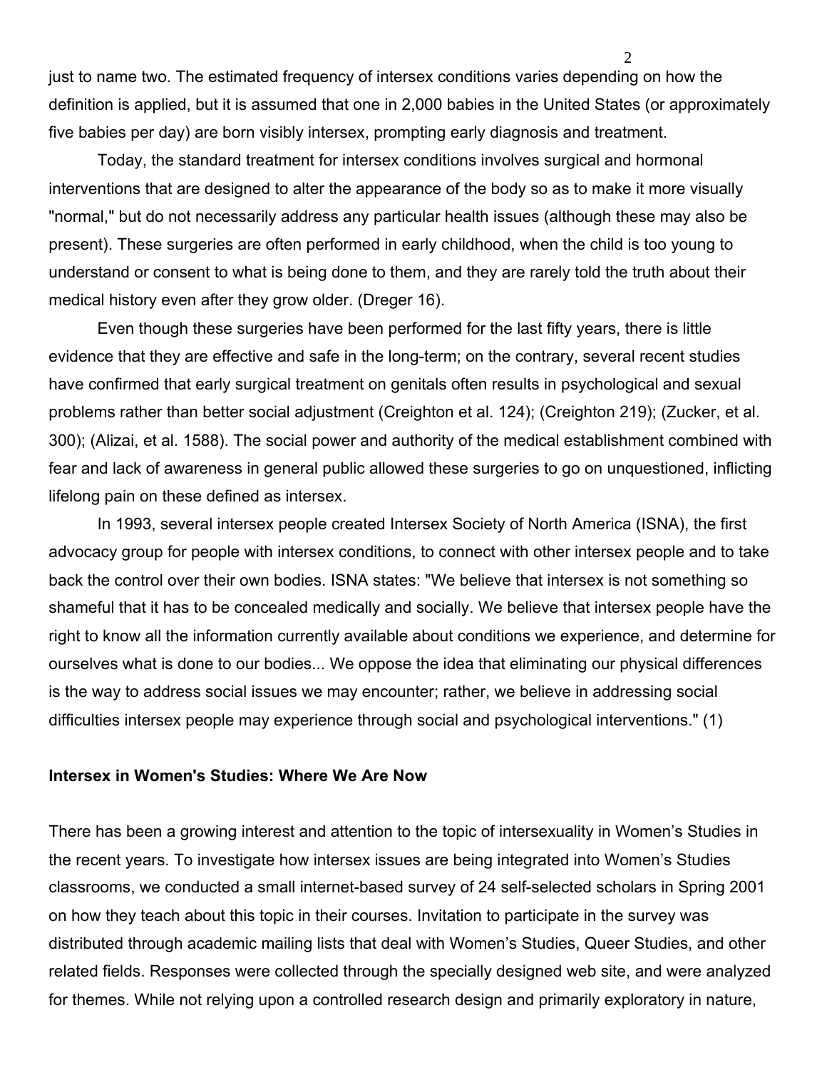just to name two. The estimated frequency of intersex conditions varies depending on how the definition is applied, but it is assumed that one in 2,000 babies in the United States (or approximately five babies per day) are born visibly intersex, prompting early diagnosis and treatment.

Today, the standard treatment for intersex conditions involves surgical and hormonal interventions that are designed to alter the appearance of the body so as to make it more visually "normal," but do not necessarily address any particular health issues (although these may also be present). These surgeries are often performed in early childhood, when the child is too young to understand or consent to what is being done to them, and they are rarely told the truth about their medical history even after they grow older. (Dreger 16).

Even though these surgeries have been performed for the last fifty years, there is little evidence that they are effective and safe in the long-term; on the contrary, several recent studies have confirmed that early surgical treatment on genitals often results in psychological and sexual problems rather than better social adjustment (Creighton et al. 124); (Creighton 219); (Zucker, et al. 300); (Alizai, et al. 1588). The social power and authority of the medical establishment combined with fear and lack of awareness in general public allowed these surgeries to go on unquestioned, inflicting lifelong pain on these defined as intersex.

In 1993, several intersex people created Intersex Society of North America (ISNA), the first advocacy group for people with intersex conditions, to connect with other intersex people and to take back the control over their own bodies. ISNA states: "We believe that intersex is not something so shameful that it has to be concealed medically and socially. We believe that intersex people have the right to know all the information currently available about conditions we experience, and determine for ourselves what is done to our bodies... We oppose the idea that eliminating our physical differences is the way to address social issues we may encounter; rather, we believe in addressing social difficulties intersex people may experience through social and psychological interventions." (1)

**Intersex in Women's Studies: Where We Are Now**

There has been a growing interest and attention to the topic of intersexuality in Women's Studies in the recent years. To investigate how intersex issues are being integrated into Women's Studies classrooms, we conducted a small internet-based survey of 24 self-selected scholars in Spring 2001 on how they teach about this topic in their courses. Invitation to participate in the survey was distributed through academic mailing lists that deal with Women's Studies, Queer Studies, and other related fields. Responses were collected through the specially designed web site, and were analyzed for themes. While not relying upon a controlled research design and primarily exploratory in nature,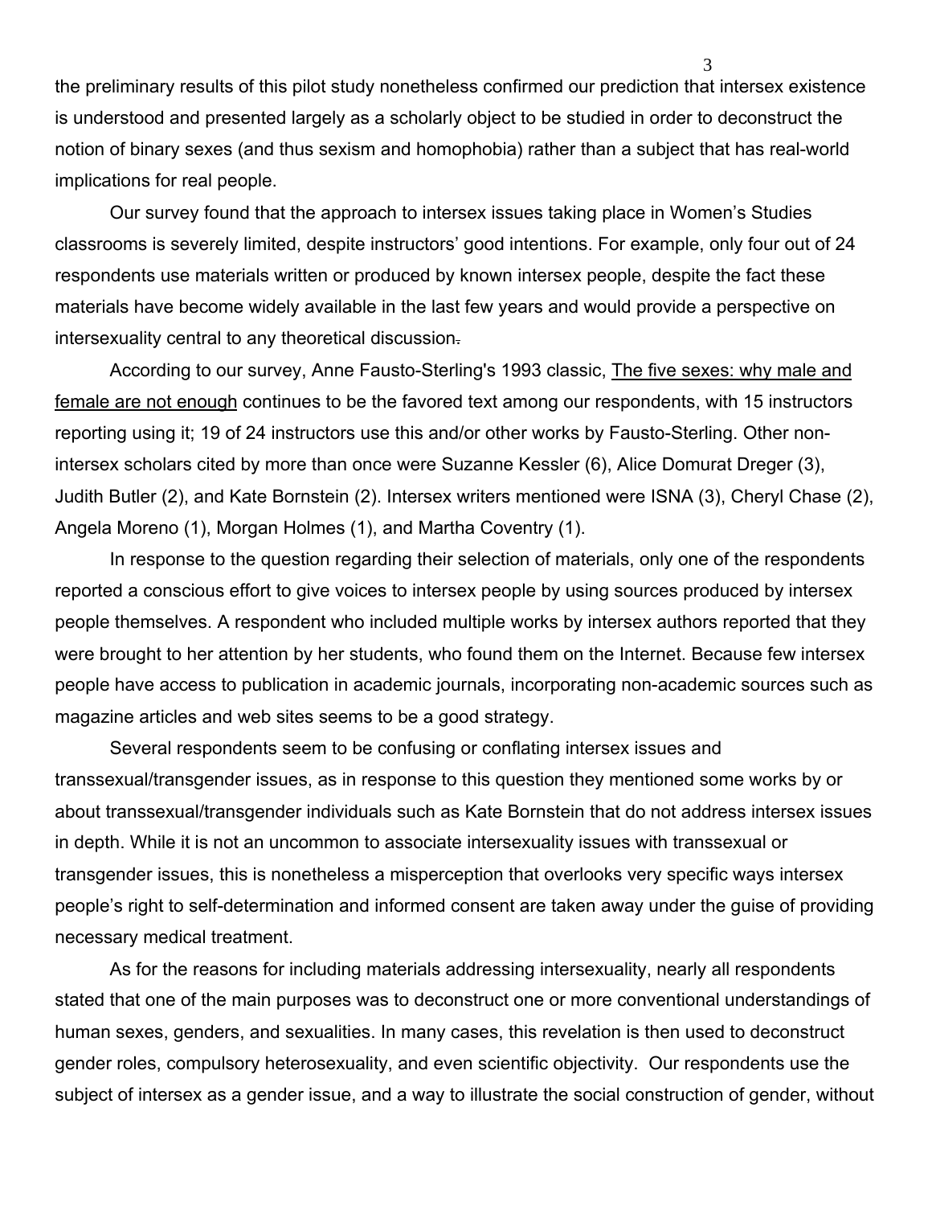the preliminary results of this pilot study nonetheless confirmed our prediction that intersex existence is understood and presented largely as a scholarly object to be studied in order to deconstruct the notion of binary sexes (and thus sexism and homophobia) rather than a subject that has real-world implications for real people.

Our survey found that the approach to intersex issues taking place in Women's Studies classrooms is severely limited, despite instructors' good intentions. For example, only four out of 24 respondents use materials written or produced by known intersex people, despite the fact these materials have become widely available in the last few years and would provide a perspective on intersexuality central to any theoretical discussion.

According to our survey, Anne Fausto-Sterling's 1993 classic, The five sexes: why male and female are not enough continues to be the favored text among our respondents, with 15 instructors reporting using it; 19 of 24 instructors use this and/or other works by Fausto-Sterling. Other non-intersex scholars cited by more than once were Suzanne Kessler (6), Alice Domurat Dreger (3), Judith Butler (2), and Kate Bornstein (2). Intersex writers mentioned were ISNA (3), Cheryl Chase (2), Angela Moreno (1), Morgan Holmes (1), and Martha Coventry (1).

In response to the question regarding their selection of materials, only one of the respondents reported a conscious effort to give voices to intersex people by using sources produced by intersex people themselves. A respondent who included multiple works by intersex authors reported that they were brought to her attention by her students, who found them on the Internet. Because few intersex people have access to publication in academic journals, incorporating non-academic sources such as magazine articles and web sites seems to be a good strategy.

Several respondents seem to be confusing or conflating intersex issues and transsexual/transgender issues, as in response to this question they mentioned some works by or about transsexual/transgender individuals such as Kate Bornstein that do not address intersex issues in depth. While it is not an uncommon to associate intersexuality issues with transsexual or transgender issues, this is nonetheless a misperception that overlooks very specific ways intersex people's right to self-determination and informed consent are taken away under the guise of providing necessary medical treatment.

As for the reasons for including materials addressing intersexuality, nearly all respondents stated that one of the main purposes was to deconstruct one or more conventional understandings of human sexes, genders, and sexualities. In many cases, this revelation is then used to deconstruct gender roles, compulsory heterosexuality, and even scientific objectivity. Our respondents use the subject of intersex as a gender issue, and a way to illustrate the social construction of gender, without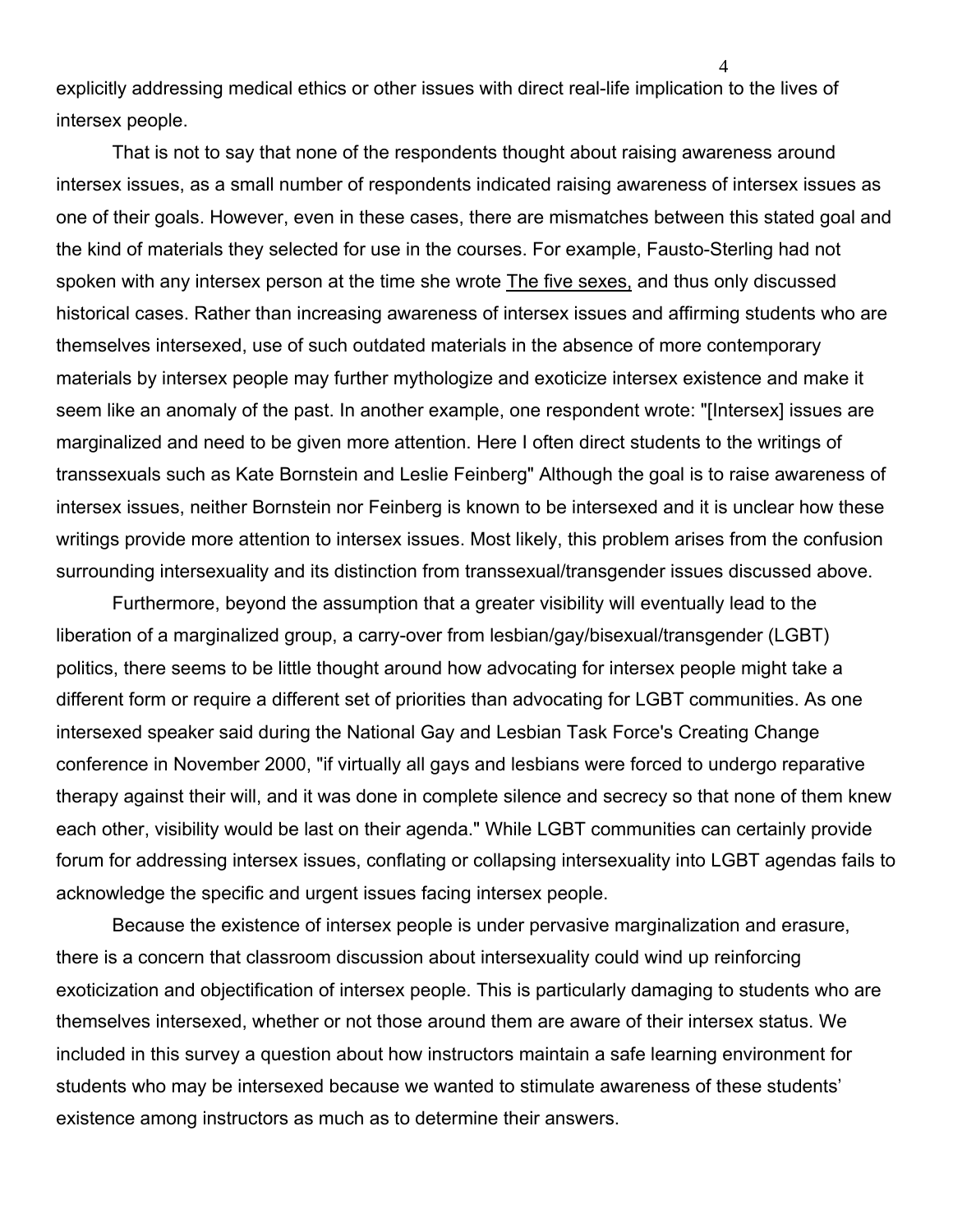explicitly addressing medical ethics or other issues with direct real-life implication to the lives of intersex people.

That is not to say that none of the respondents thought about raising awareness around intersex issues, as a small number of respondents indicated raising awareness of intersex issues as one of their goals. However, even in these cases, there are mismatches between this stated goal and the kind of materials they selected for use in the courses. For example, Fausto-Sterling had not spoken with any intersex person at the time she wrote The five sexes, and thus only discussed historical cases. Rather than increasing awareness of intersex issues and affirming students who are themselves intersexed, use of such outdated materials in the absence of more contemporary materials by intersex people may further mythologize and exoticize intersex existence and make it seem like an anomaly of the past. In another example, one respondent wrote: "[Intersex] issues are marginalized and need to be given more attention. Here I often direct students to the writings of transsexuals such as Kate Bornstein and Leslie Feinberg" Although the goal is to raise awareness of intersex issues, neither Bornstein nor Feinberg is known to be intersexed and it is unclear how these writings provide more attention to intersex issues. Most likely, this problem arises from the confusion surrounding intersexuality and its distinction from transsexual/transgender issues discussed above.

Furthermore, beyond the assumption that a greater visibility will eventually lead to the liberation of a marginalized group, a carry-over from lesbian/gay/bisexual/transgender (LGBT) politics, there seems to be little thought around how advocating for intersex people might take a different form or require a different set of priorities than advocating for LGBT communities. As one intersexed speaker said during the National Gay and Lesbian Task Force's Creating Change conference in November 2000, "if virtually all gays and lesbians were forced to undergo reparative therapy against their will, and it was done in complete silence and secrecy so that none of them knew each other, visibility would be last on their agenda." While LGBT communities can certainly provide forum for addressing intersex issues, conflating or collapsing intersexuality into LGBT agendas fails to acknowledge the specific and urgent issues facing intersex people.

Because the existence of intersex people is under pervasive marginalization and erasure, there is a concern that classroom discussion about intersexuality could wind up reinforcing exoticization and objectification of intersex people. This is particularly damaging to students who are themselves intersexed, whether or not those around them are aware of their intersex status. We included in this survey a question about how instructors maintain a safe learning environment for students who may be intersexed because we wanted to stimulate awareness of these students' existence among instructors as much as to determine their answers.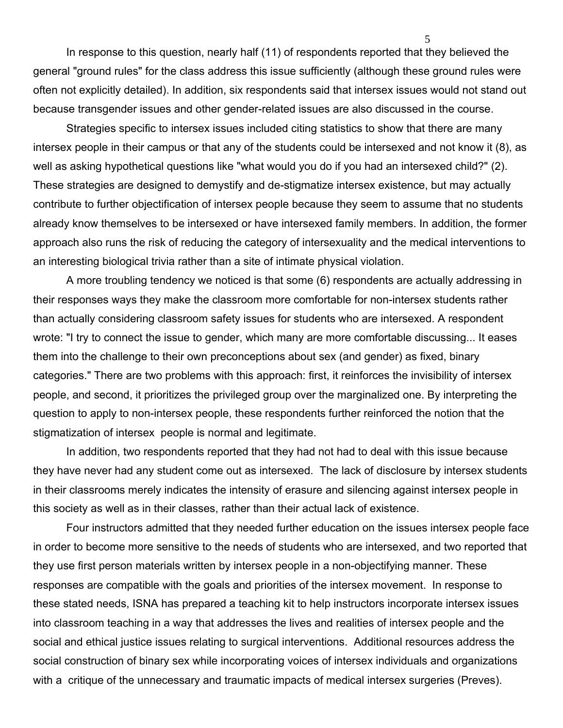In response to this question, nearly half (11) of respondents reported that they believed the general "ground rules" for the class address this issue sufficiently (although these ground rules were often not explicitly detailed). In addition, six respondents said that intersex issues would not stand out because transgender issues and other gender-related issues are also discussed in the course.

Strategies specific to intersex issues included citing statistics to show that there are many intersex people in their campus or that any of the students could be intersexed and not know it (8), as well as asking hypothetical questions like "what would you do if you had an intersexed child?" (2). These strategies are designed to demystify and de-stigmatize intersex existence, but may actually contribute to further objectification of intersex people because they seem to assume that no students already know themselves to be intersexed or have intersexed family members. In addition, the former approach also runs the risk of reducing the category of intersexuality and the medical interventions to an interesting biological trivia rather than a site of intimate physical violation.

A more troubling tendency we noticed is that some (6) respondents are actually addressing in their responses ways they make the classroom more comfortable for non-intersex students rather than actually considering classroom safety issues for students who are intersexed. A respondent wrote: "I try to connect the issue to gender, which many are more comfortable discussing... It eases them into the challenge to their own preconceptions about sex (and gender) as fixed, binary categories." There are two problems with this approach: first, it reinforces the invisibility of intersex people, and second, it prioritizes the privileged group over the marginalized one. By interpreting the question to apply to non-intersex people, these respondents further reinforced the notion that the stigmatization of intersex people is normal and legitimate.

In addition, two respondents reported that they had not had to deal with this issue because they have never had any student come out as intersexed. The lack of disclosure by intersex students in their classrooms merely indicates the intensity of erasure and silencing against intersex people in this society as well as in their classes, rather than their actual lack of existence.

Four instructors admitted that they needed further education on the issues intersex people face in order to become more sensitive to the needs of students who are intersexed, and two reported that they use first person materials written by intersex people in a non-objectifying manner. These responses are compatible with the goals and priorities of the intersex movement. In response to these stated needs, ISNA has prepared a teaching kit to help instructors incorporate intersex issues into classroom teaching in a way that addresses the lives and realities of intersex people and the social and ethical justice issues relating to surgical interventions. Additional resources address the social construction of binary sex while incorporating voices of intersex individuals and organizations with a critique of the unnecessary and traumatic impacts of medical intersex surgeries (Preves).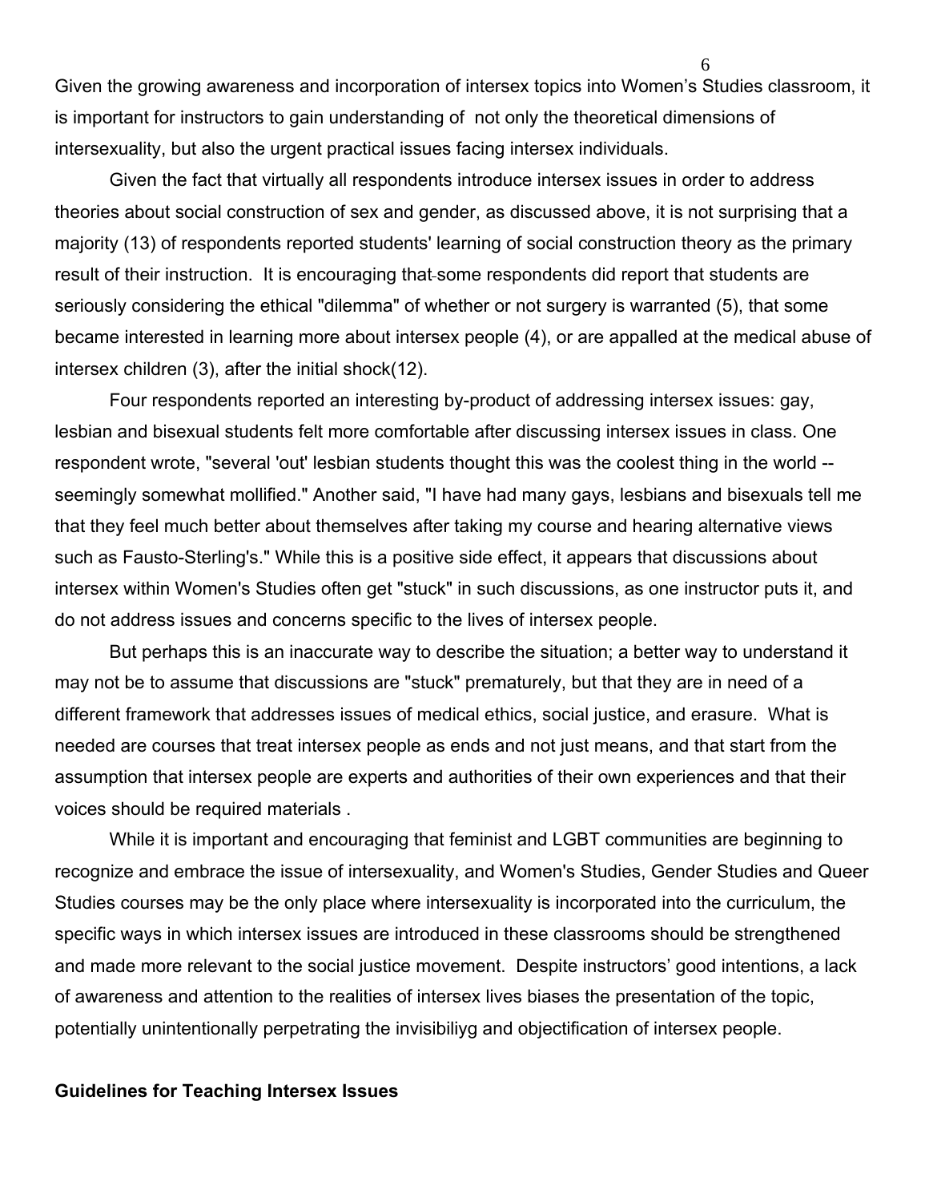Given the growing awareness and incorporation of intersex topics into Women's Studies classroom, it is important for instructors to gain understanding of not only the theoretical dimensions of intersexuality, but also the urgent practical issues facing intersex individuals.

Given the fact that virtually all respondents introduce intersex issues in order to address theories about social construction of sex and gender, as discussed above, it is not surprising that a majority (13) of respondents reported students' learning of social construction theory as the primary result of their instruction. It is encouraging that some respondents did report that students are seriously considering the ethical "dilemma" of whether or not surgery is warranted (5), that some became interested in learning more about intersex people (4), or are appalled at the medical abuse of intersex children (3), after the initial shock(12).

Four respondents reported an interesting by-product of addressing intersex issues: gay, lesbian and bisexual students felt more comfortable after discussing intersex issues in class. One respondent wrote, "several 'out' lesbian students thought this was the coolest thing in the world -- seemingly somewhat mollified." Another said, "I have had many gays, lesbians and bisexuals tell me that they feel much better about themselves after taking my course and hearing alternative views such as Fausto-Sterling's." While this is a positive side effect, it appears that discussions about intersex within Women's Studies often get "stuck" in such discussions, as one instructor puts it, and do not address issues and concerns specific to the lives of intersex people.

But perhaps this is an inaccurate way to describe the situation; a better way to understand it may not be to assume that discussions are "stuck" prematurely, but that they are in need of a different framework that addresses issues of medical ethics, social justice, and erasure. What is needed are courses that treat intersex people as ends and not just means, and that start from the assumption that intersex people are experts and authorities of their own experiences and that their voices should be required materials .

While it is important and encouraging that feminist and LGBT communities are beginning to recognize and embrace the issue of intersexuality, and Women's Studies, Gender Studies and Queer Studies courses may be the only place where intersexuality is incorporated into the curriculum, the specific ways in which intersex issues are introduced in these classrooms should be strengthened and made more relevant to the social justice movement. Despite instructors' good intentions, a lack of awareness and attention to the realities of intersex lives biases the presentation of the topic, potentially unintentionally perpetrating the invisibiliyg and objectification of intersex people.

## Guidelines for Teaching Intersex Issues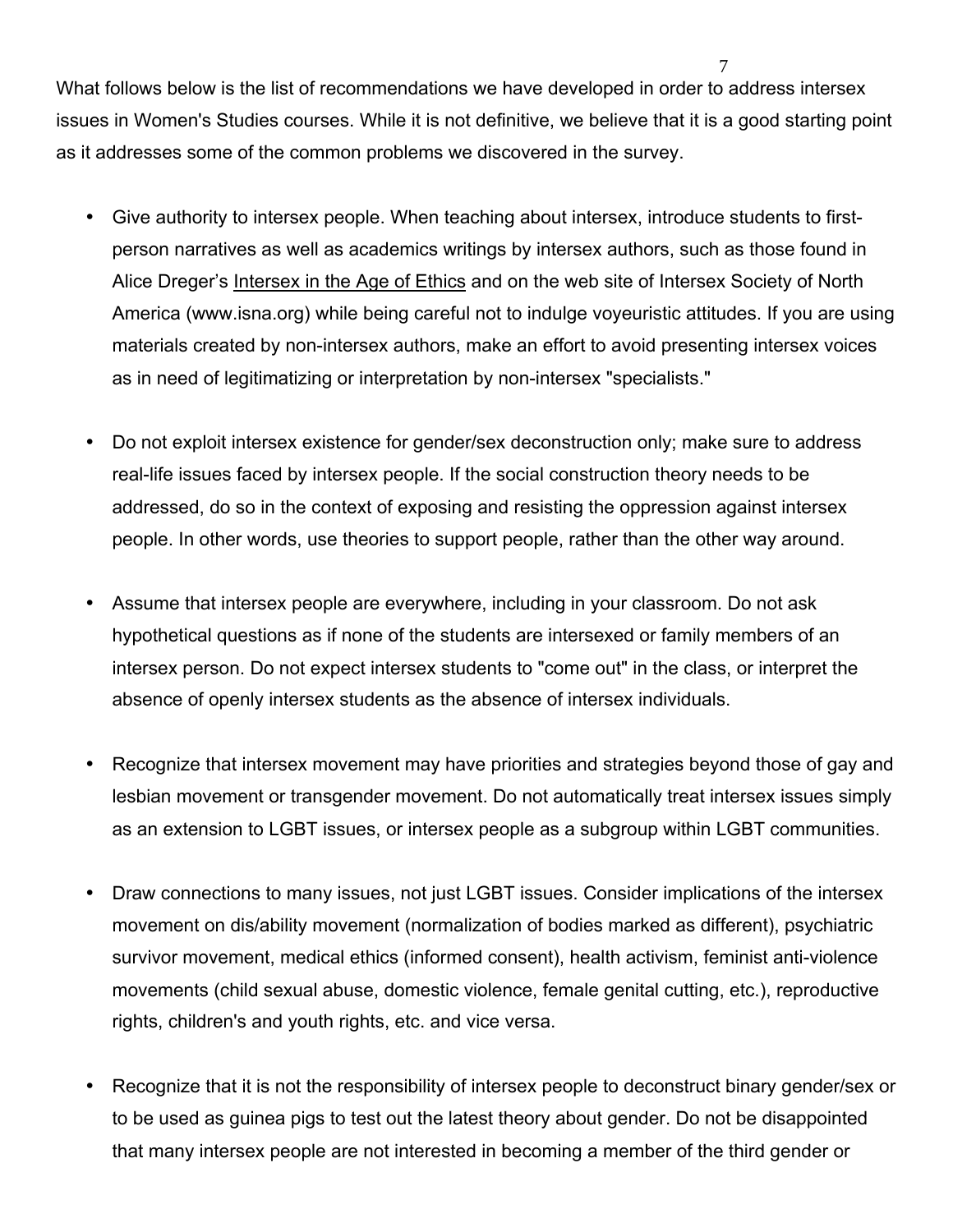What follows below is the list of recommendations we have developed in order to address intersex issues in Women's Studies courses. While it is not definitive, we believe that it is a good starting point as it addresses some of the common problems we discovered in the survey.

- Give authority to intersex people. When teaching about intersex, introduce students to first-person narratives as well as academics writings by intersex authors, such as those found in Alice Dreger's Intersex in the Age of Ethics and on the web site of Intersex Society of North America (www.isna.org) while being careful not to indulge voyeuristic attitudes. If you are using materials created by non-intersex authors, make an effort to avoid presenting intersex voices as in need of legitimatizing or interpretation by non-intersex "specialists."

- Do not exploit intersex existence for gender/sex deconstruction only; make sure to address real-life issues faced by intersex people. If the social construction theory needs to be addressed, do so in the context of exposing and resisting the oppression against intersex people. In other words, use theories to support people, rather than the other way around.

- Assume that intersex people are everywhere, including in your classroom. Do not ask hypothetical questions as if none of the students are intersexed or family members of an intersex person. Do not expect intersex students to "come out" in the class, or interpret the absence of openly intersex students as the absence of intersex individuals.

- Recognize that intersex movement may have priorities and strategies beyond those of gay and lesbian movement or transgender movement. Do not automatically treat intersex issues simply as an extension to LGBT issues, or intersex people as a subgroup within LGBT communities.

- Draw connections to many issues, not just LGBT issues. Consider implications of the intersex movement on dis/ability movement (normalization of bodies marked as different), psychiatric survivor movement, medical ethics (informed consent), health activism, feminist anti-violence movements (child sexual abuse, domestic violence, female genital cutting, etc.), reproductive rights, children's and youth rights, etc. and vice versa.

- Recognize that it is not the responsibility of intersex people to deconstruct binary gender/sex or to be used as guinea pigs to test out the latest theory about gender. Do not be disappointed that many intersex people are not interested in becoming a member of the third gender or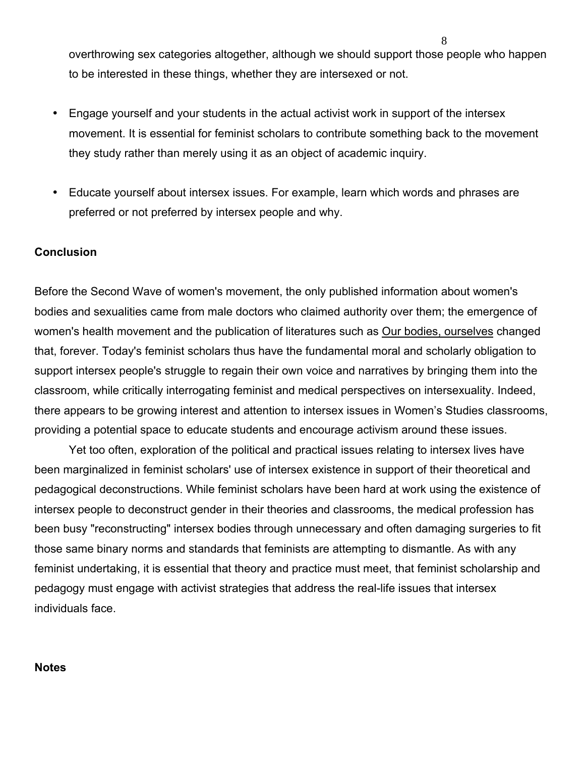overthrowing sex categories altogether, although we should support those people who happen to be interested in these things, whether they are intersexed or not.

- Engage yourself and your students in the actual activist work in support of the intersex movement. It is essential for feminist scholars to contribute something back to the movement they study rather than merely using it as an object of academic inquiry.

- Educate yourself about intersex issues. For example, learn which words and phrases are preferred or not preferred by intersex people and why.

**Conclusion**

Before the Second Wave of women's movement, the only published information about women's bodies and sexualities came from male doctors who claimed authority over them; the emergence of women's health movement and the publication of literatures such as Our bodies, ourselves changed that, forever. Today's feminist scholars thus have the fundamental moral and scholarly obligation to support intersex people's struggle to regain their own voice and narratives by bringing them into the classroom, while critically interrogating feminist and medical perspectives on intersexuality. Indeed, there appears to be growing interest and attention to intersex issues in Women's Studies classrooms, providing a potential space to educate students and encourage activism around these issues.

Yet too often, exploration of the political and practical issues relating to intersex lives have been marginalized in feminist scholars' use of intersex existence in support of their theoretical and pedagogical deconstructions. While feminist scholars have been hard at work using the existence of intersex people to deconstruct gender in their theories and classrooms, the medical profession has been busy "reconstructing" intersex bodies through unnecessary and often damaging surgeries to fit those same binary norms and standards that feminists are attempting to dismantle. As with any feminist undertaking, it is essential that theory and practice must meet, that feminist scholarship and pedagogy must engage with activist strategies that address the real-life issues that intersex individuals face.

**Notes**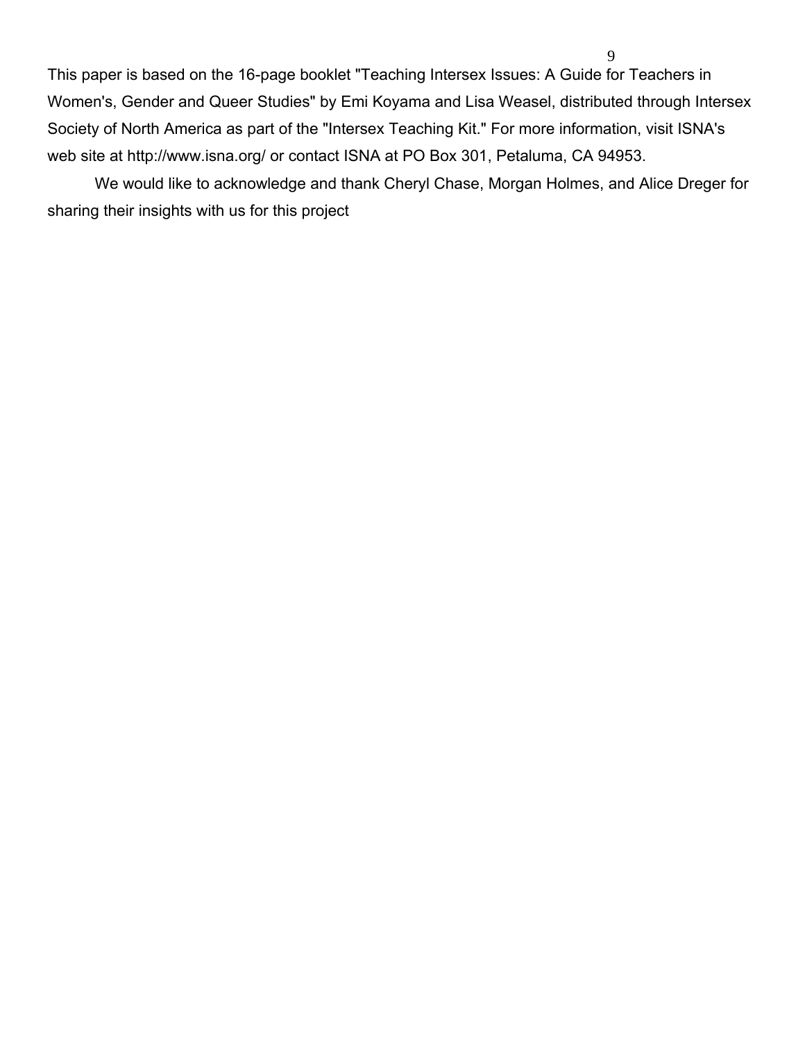This paper is based on the 16-page booklet "Teaching Intersex Issues: A Guide for Teachers in Women's, Gender and Queer Studies" by Emi Koyama and Lisa Weasel, distributed through Intersex Society of North America as part of the "Intersex Teaching Kit." For more information, visit ISNA's web site at http://www.isna.org/ or contact ISNA at PO Box 301, Petaluma, CA 94953.

We would like to acknowledge and thank Cheryl Chase, Morgan Holmes, and Alice Dreger for sharing their insights with us for this project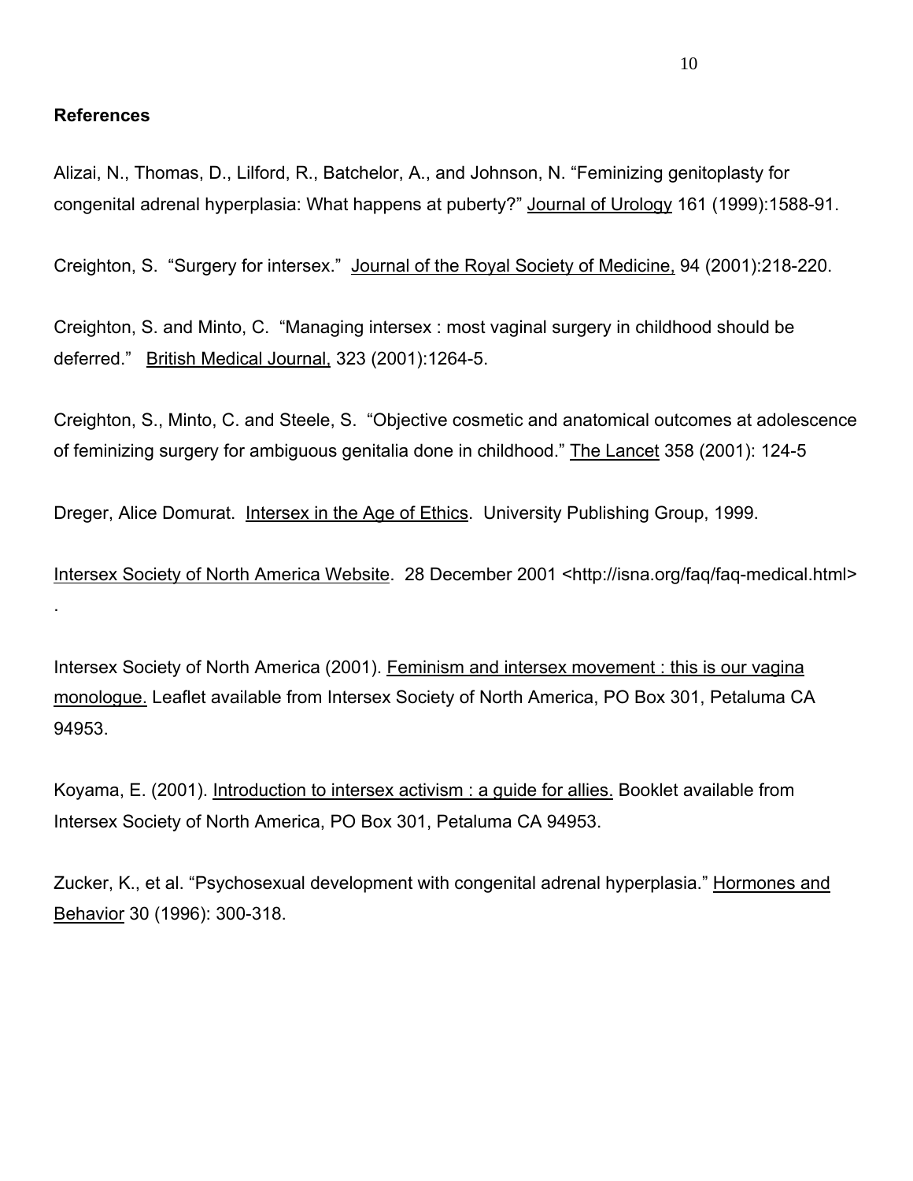## References

Alizai, N., Thomas, D., Lilford, R., Batchelor, A., and Johnson, N. "Feminizing genitoplasty for congenital adrenal hyperplasia: What happens at puberty?" Journal of Urology 161 (1999):1588-91.

Creighton, S. "Surgery for intersex." Journal of the Royal Society of Medicine, 94 (2001):218-220.

Creighton, S. and Minto, C. "Managing intersex : most vaginal surgery in childhood should be deferred." British Medical Journal, 323 (2001):1264-5.

Creighton, S., Minto, C. and Steele, S. "Objective cosmetic and anatomical outcomes at adolescence of feminizing surgery for ambiguous genitalia done in childhood." The Lancet 358 (2001): 124-5

Dreger, Alice Domurat. Intersex in the Age of Ethics. University Publishing Group, 1999.

Intersex Society of North America Website. 28 December 2001 <http://isna.org/faq/faq-medical.html>
.

Intersex Society of North America (2001). Feminism and intersex movement : this is our vagina monologue. Leaflet available from Intersex Society of North America, PO Box 301, Petaluma CA 94953.

Koyama, E. (2001). Introduction to intersex activism : a guide for allies. Booklet available from Intersex Society of North America, PO Box 301, Petaluma CA 94953.

Zucker, K., et al. "Psychosexual development with congenital adrenal hyperplasia." Hormones and Behavior 30 (1996): 300-318.